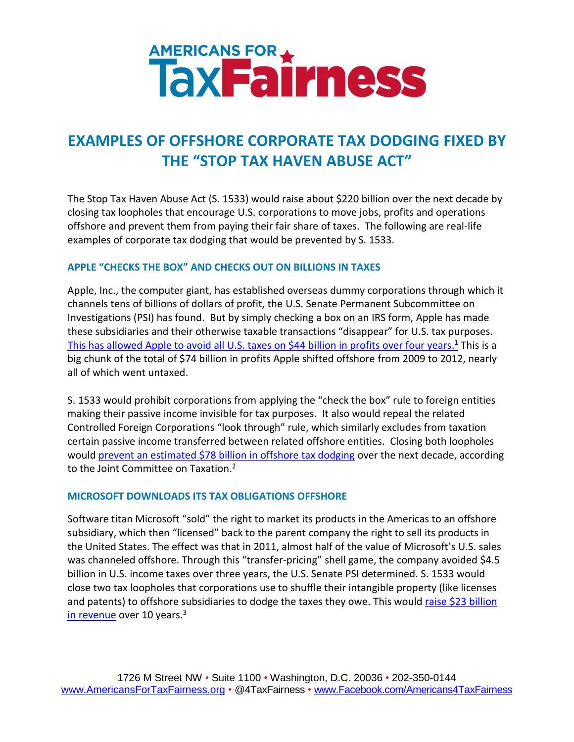AMERICANS FOR TaxFairness

# EXAMPLES OF OFFSHORE CORPORATE TAX DODGING FIXED BY THE "STOP TAX HAVEN ABUSE ACT"

The Stop Tax Haven Abuse Act (S. 1533) would raise about $220 billion over the next decade by closing tax loopholes that encourage U.S. corporations to move jobs, profits and operations offshore and prevent them from paying their fair share of taxes. The following are real-life examples of corporate tax dodging that would be prevented by S. 1533.

### APPLE "CHECKS THE BOX" AND CHECKS OUT ON BILLIONS IN TAXES

Apple, Inc., the computer giant, has established overseas dummy corporations through which it channels tens of billions of dollars of profit, the U.S. Senate Permanent Subcommittee on Investigations (PSI) has found. But by simply checking a box on an IRS form, Apple has made these subsidiaries and their otherwise taxable transactions "disappear" for U.S. tax purposes. This has allowed Apple to avoid all U.S. taxes on $44 billion in profits over four years.[1] This is a big chunk of the total of $74 billion in profits Apple shifted offshore from 2009 to 2012, nearly all of which went untaxed.

S. 1533 would prohibit corporations from applying the "check the box" rule to foreign entities making their passive income invisible for tax purposes. It also would repeal the related Controlled Foreign Corporations "look through" rule, which similarly excludes from taxation certain passive income transferred between related offshore entities. Closing both loopholes would prevent an estimated $78 billion in offshore tax dodging over the next decade, according to the Joint Committee on Taxation.[2]

### MICROSOFT DOWNLOADS ITS TAX OBLIGATIONS OFFSHORE

Software titan Microsoft "sold" the right to market its products in the Americas to an offshore subsidiary, which then "licensed" back to the parent company the right to sell its products in the United States. The effect was that in 2011, almost half of the value of Microsoft's U.S. sales was channeled offshore. Through this "transfer-pricing" shell game, the company avoided $4.5 billion in U.S. income taxes over three years, the U.S. Senate PSI determined. S. 1533 would close two tax loopholes that corporations use to shuffle their intangible property (like licenses and patents) to offshore subsidiaries to dodge the taxes they owe. This would raise $23 billion in revenue over 10 years.[3]

1726 M Street NW • Suite 1100 • Washington, D.C. 20036 • 202-350-0144
www.AmericansForTaxFairness.org • @4TaxFairness • www.Facebook.com/Americans4TaxFairness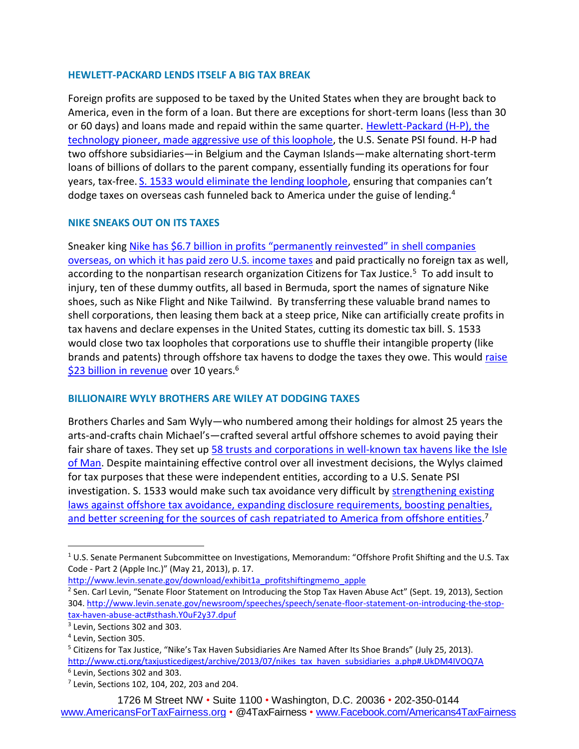### HEWLETT-PACKARD LENDS ITSELF A BIG TAX BREAK

Foreign profits are supposed to be taxed by the United States when they are brought back to America, even in the form of a loan. But there are exceptions for short-term loans (less than 30 or 60 days) and loans made and repaid within the same quarter. Hewlett-Packard (H-P), the technology pioneer, made aggressive use of this loophole, the U.S. Senate PSI found. H-P had two offshore subsidiaries—in Belgium and the Cayman Islands—make alternating short-term loans of billions of dollars to the parent company, essentially funding its operations for four years, tax-free. S. 1533 would eliminate the lending loophole, ensuring that companies can't dodge taxes on overseas cash funneled back to America under the guise of lending.[4]

### NIKE SNEAKS OUT ON ITS TAXES

Sneaker king Nike has $6.7 billion in profits "permanently reinvested" in shell companies overseas, on which it has paid zero U.S. income taxes and paid practically no foreign tax as well, according to the nonpartisan research organization Citizens for Tax Justice.[5] To add insult to injury, ten of these dummy outfits, all based in Bermuda, sport the names of signature Nike shoes, such as Nike Flight and Nike Tailwind. By transferring these valuable brand names to shell corporations, then leasing them back at a steep price, Nike can artificially create profits in tax havens and declare expenses in the United States, cutting its domestic tax bill. S. 1533 would close two tax loopholes that corporations use to shuffle their intangible property (like brands and patents) through offshore tax havens to dodge the taxes they owe. This would raise $23 billion in revenue over 10 years.[6]

### BILLIONAIRE WYLY BROTHERS ARE WILEY AT DODGING TAXES

Brothers Charles and Sam Wyly—who numbered among their holdings for almost 25 years the arts-and-crafts chain Michael's—crafted several artful offshore schemes to avoid paying their fair share of taxes. They set up 58 trusts and corporations in well-known tax havens like the Isle of Man. Despite maintaining effective control over all investment decisions, the Wylys claimed for tax purposes that these were independent entities, according to a U.S. Senate PSI investigation. S. 1533 would make such tax avoidance very difficult by strengthening existing laws against offshore tax avoidance, expanding disclosure requirements, boosting penalties, and better screening for the sources of cash repatriated to America from offshore entities.[7]

---

[1] U.S. Senate Permanent Subcommittee on Investigations, Memorandum: "Offshore Profit Shifting and the U.S. Tax Code - Part 2 (Apple Inc.)" (May 21, 2013), p. 17. http://www.levin.senate.gov/download/exhibit1a_profitshiftingmemo_apple

[2] Sen. Carl Levin, "Senate Floor Statement on Introducing the Stop Tax Haven Abuse Act" (Sept. 19, 2013), Section 304. http://www.levin.senate.gov/newsroom/speeches/speech/senate-floor-statement-on-introducing-the-stop-tax-haven-abuse-act#sthash.Y0uF2y37.dpuf

[3] Levin, Sections 302 and 303.

[4] Levin, Section 305.

[5] Citizens for Tax Justice, "Nike's Tax Haven Subsidiaries Are Named After Its Shoe Brands" (July 25, 2013). http://www.ctj.org/taxjusticedigest/archive/2013/07/nikes_tax_haven_subsidiaries_a.php#.UkDM4IVOQ7A

[6] Levin, Sections 302 and 303.

[7] Levin, Sections 102, 104, 202, 203 and 204.

1726 M Street NW • Suite 1100 • Washington, D.C. 20036 • 202-350-0144
www.AmericansForTaxFairness.org • @4TaxFairness • www.Facebook.com/Americans4TaxFairness